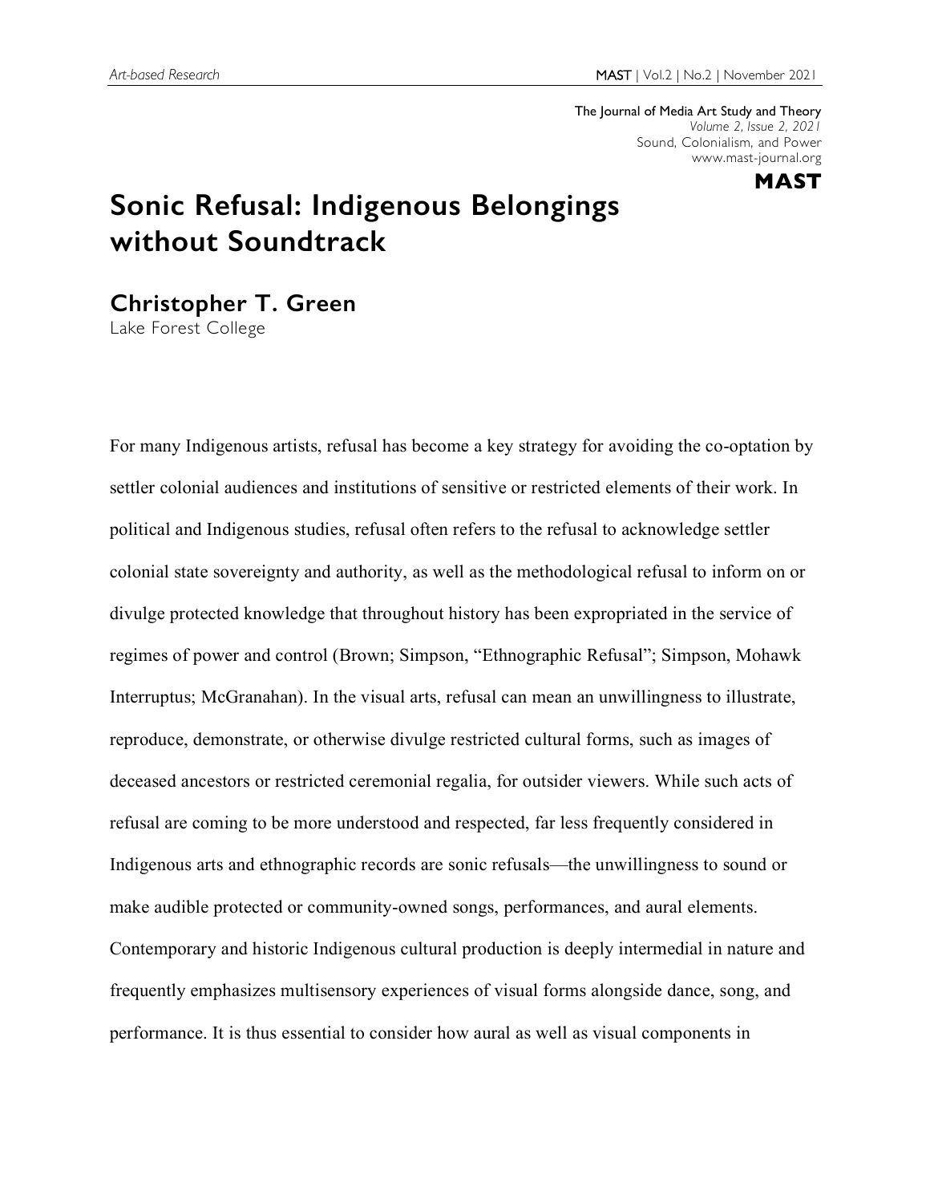The Journal of Media Art Study and Theory
*Volume 2, Issue 2, 2021*
Sound, Colonialism, and Power
www.mast-journal.org

**MAST**

# Sonic Refusal: Indigenous Belongings without Soundtrack

## Christopher T. Green

Lake Forest College

For many Indigenous artists, refusal has become a key strategy for avoiding the co-optation by settler colonial audiences and institutions of sensitive or restricted elements of their work. In political and Indigenous studies, refusal often refers to the refusal to acknowledge settler colonial state sovereignty and authority, as well as the methodological refusal to inform on or divulge protected knowledge that throughout history has been expropriated in the service of regimes of power and control (Brown; Simpson, "Ethnographic Refusal"; Simpson, Mohawk Interruptus; McGranahan). In the visual arts, refusal can mean an unwillingness to illustrate, reproduce, demonstrate, or otherwise divulge restricted cultural forms, such as images of deceased ancestors or restricted ceremonial regalia, for outsider viewers. While such acts of refusal are coming to be more understood and respected, far less frequently considered in Indigenous arts and ethnographic records are sonic refusals—the unwillingness to sound or make audible protected or community-owned songs, performances, and aural elements. Contemporary and historic Indigenous cultural production is deeply intermedial in nature and frequently emphasizes multisensory experiences of visual forms alongside dance, song, and performance. It is thus essential to consider how aural as well as visual components in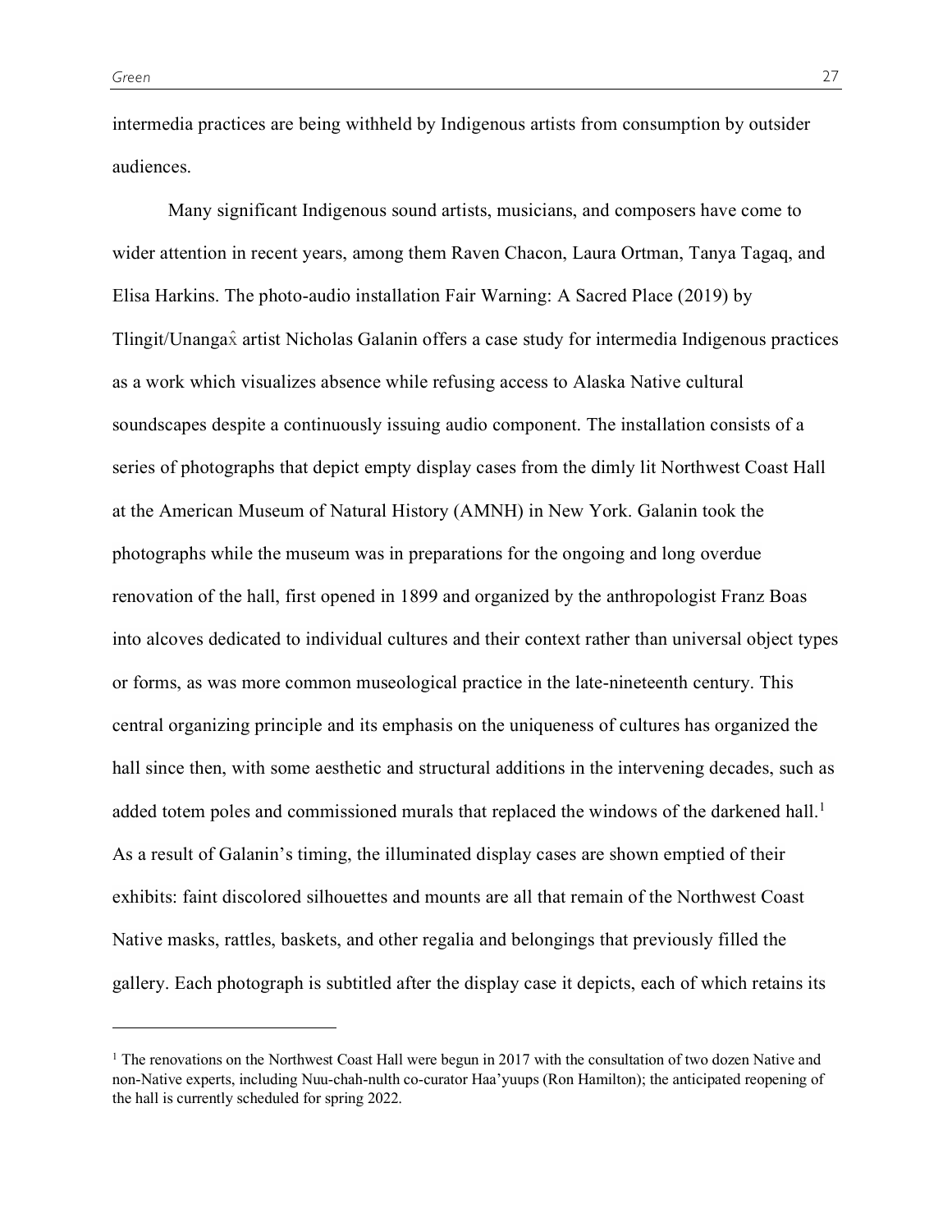intermedia practices are being withheld by Indigenous artists from consumption by outsider audiences.

Many significant Indigenous sound artists, musicians, and composers have come to wider attention in recent years, among them Raven Chacon, Laura Ortman, Tanya Tagaq, and Elisa Harkins. The photo-audio installation Fair Warning: A Sacred Place (2019) by Tlingit/Unangax̂ artist Nicholas Galanin offers a case study for intermedia Indigenous practices as a work which visualizes absence while refusing access to Alaska Native cultural soundscapes despite a continuously issuing audio component. The installation consists of a series of photographs that depict empty display cases from the dimly lit Northwest Coast Hall at the American Museum of Natural History (AMNH) in New York. Galanin took the photographs while the museum was in preparations for the ongoing and long overdue renovation of the hall, first opened in 1899 and organized by the anthropologist Franz Boas into alcoves dedicated to individual cultures and their context rather than universal object types or forms, as was more common museological practice in the late-nineteenth century. This central organizing principle and its emphasis on the uniqueness of cultures has organized the hall since then, with some aesthetic and structural additions in the intervening decades, such as added totem poles and commissioned murals that replaced the windows of the darkened hall.[1] As a result of Galanin's timing, the illuminated display cases are shown emptied of their exhibits: faint discolored silhouettes and mounts are all that remain of the Northwest Coast Native masks, rattles, baskets, and other regalia and belongings that previously filled the gallery. Each photograph is subtitled after the display case it depicts, each of which retains its

[1] The renovations on the Northwest Coast Hall were begun in 2017 with the consultation of two dozen Native and non-Native experts, including Nuu-chah-nulth co-curator Haa'yuups (Ron Hamilton); the anticipated reopening of the hall is currently scheduled for spring 2022.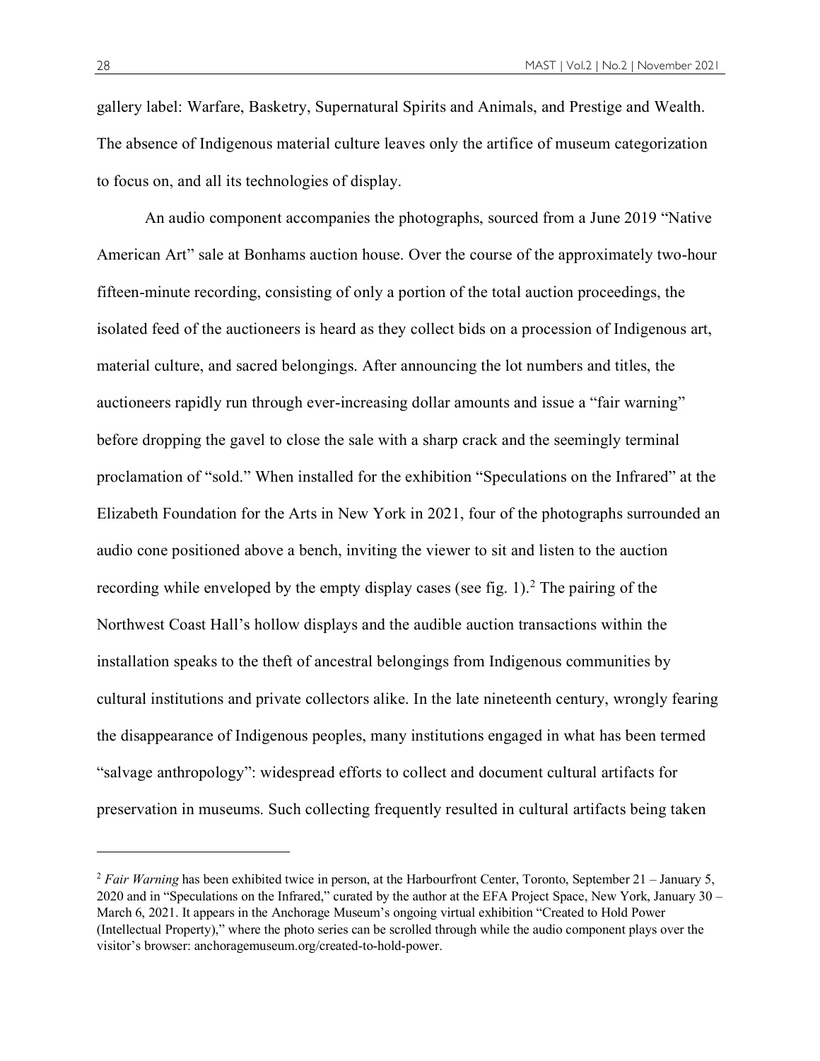gallery label: Warfare, Basketry, Supernatural Spirits and Animals, and Prestige and Wealth. The absence of Indigenous material culture leaves only the artifice of museum categorization to focus on, and all its technologies of display.

An audio component accompanies the photographs, sourced from a June 2019 "Native American Art" sale at Bonhams auction house. Over the course of the approximately two-hour fifteen-minute recording, consisting of only a portion of the total auction proceedings, the isolated feed of the auctioneers is heard as they collect bids on a procession of Indigenous art, material culture, and sacred belongings. After announcing the lot numbers and titles, the auctioneers rapidly run through ever-increasing dollar amounts and issue a "fair warning" before dropping the gavel to close the sale with a sharp crack and the seemingly terminal proclamation of "sold." When installed for the exhibition "Speculations on the Infrared" at the Elizabeth Foundation for the Arts in New York in 2021, four of the photographs surrounded an audio cone positioned above a bench, inviting the viewer to sit and listen to the auction recording while enveloped by the empty display cases (see fig. 1).[2] The pairing of the Northwest Coast Hall's hollow displays and the audible auction transactions within the installation speaks to the theft of ancestral belongings from Indigenous communities by cultural institutions and private collectors alike. In the late nineteenth century, wrongly fearing the disappearance of Indigenous peoples, many institutions engaged in what has been termed "salvage anthropology": widespread efforts to collect and document cultural artifacts for preservation in museums. Such collecting frequently resulted in cultural artifacts being taken

---

[2] *Fair Warning* has been exhibited twice in person, at the Harbourfront Center, Toronto, September 21 – January 5, 2020 and in "Speculations on the Infrared," curated by the author at the EFA Project Space, New York, January 30 – March 6, 2021. It appears in the Anchorage Museum's ongoing virtual exhibition "Created to Hold Power (Intellectual Property)," where the photo series can be scrolled through while the audio component plays over the visitor's browser: anchoragemuseum.org/created-to-hold-power.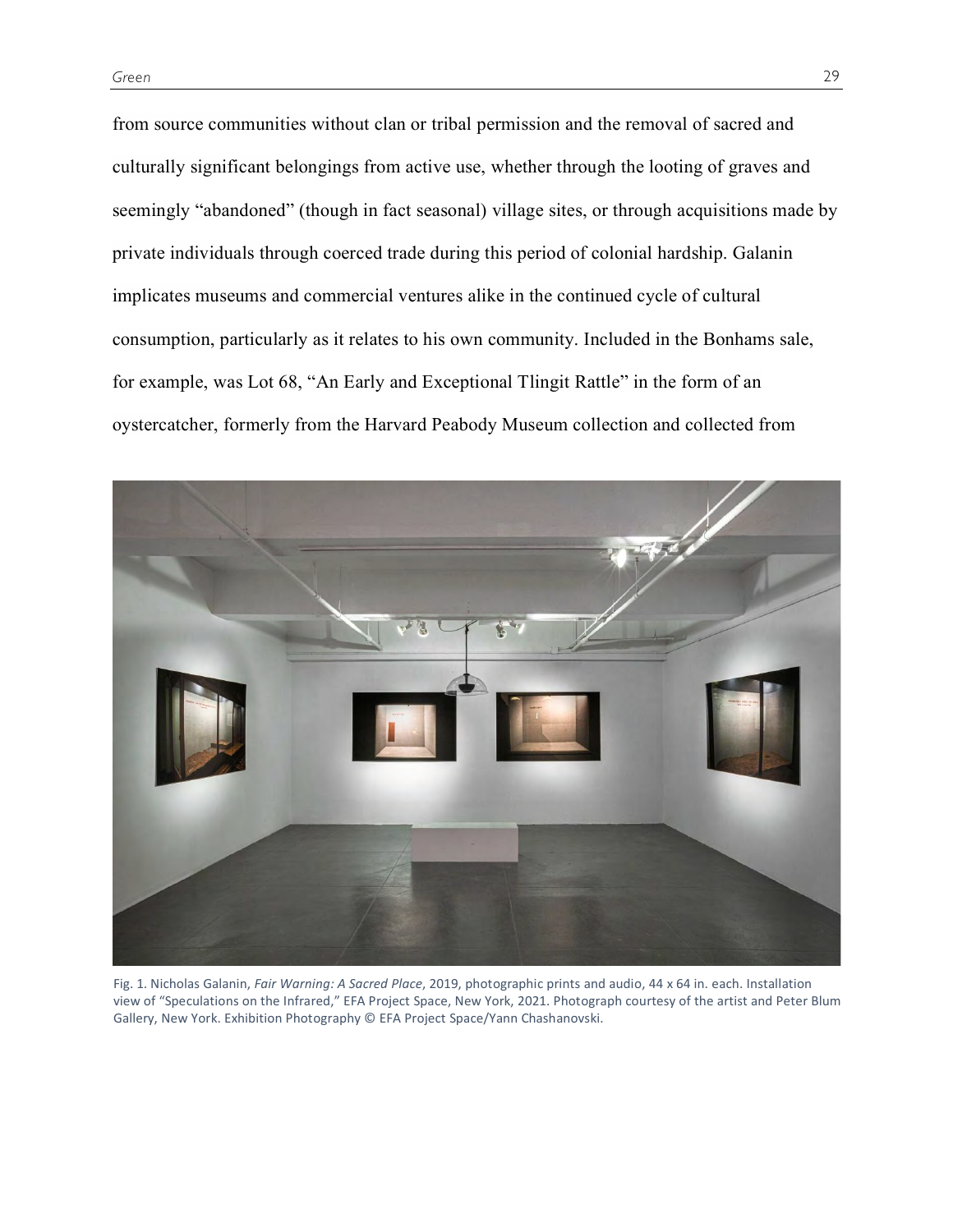from source communities without clan or tribal permission and the removal of sacred and culturally significant belongings from active use, whether through the looting of graves and seemingly "abandoned" (though in fact seasonal) village sites, or through acquisitions made by private individuals through coerced trade during this period of colonial hardship. Galanin implicates museums and commercial ventures alike in the continued cycle of cultural consumption, particularly as it relates to his own community. Included in the Bonhams sale, for example, was Lot 68, "An Early and Exceptional Tlingit Rattle" in the form of an oystercatcher, formerly from the Harvard Peabody Museum collection and collected from

Fig. 1. Nicholas Galanin, *Fair Warning: A Sacred Place*, 2019, photographic prints and audio, 44 x 64 in. each. Installation view of "Speculations on the Infrared," EFA Project Space, New York, 2021. Photograph courtesy of the artist and Peter Blum Gallery, New York. Exhibition Photography © EFA Project Space/Yann Chashanovski.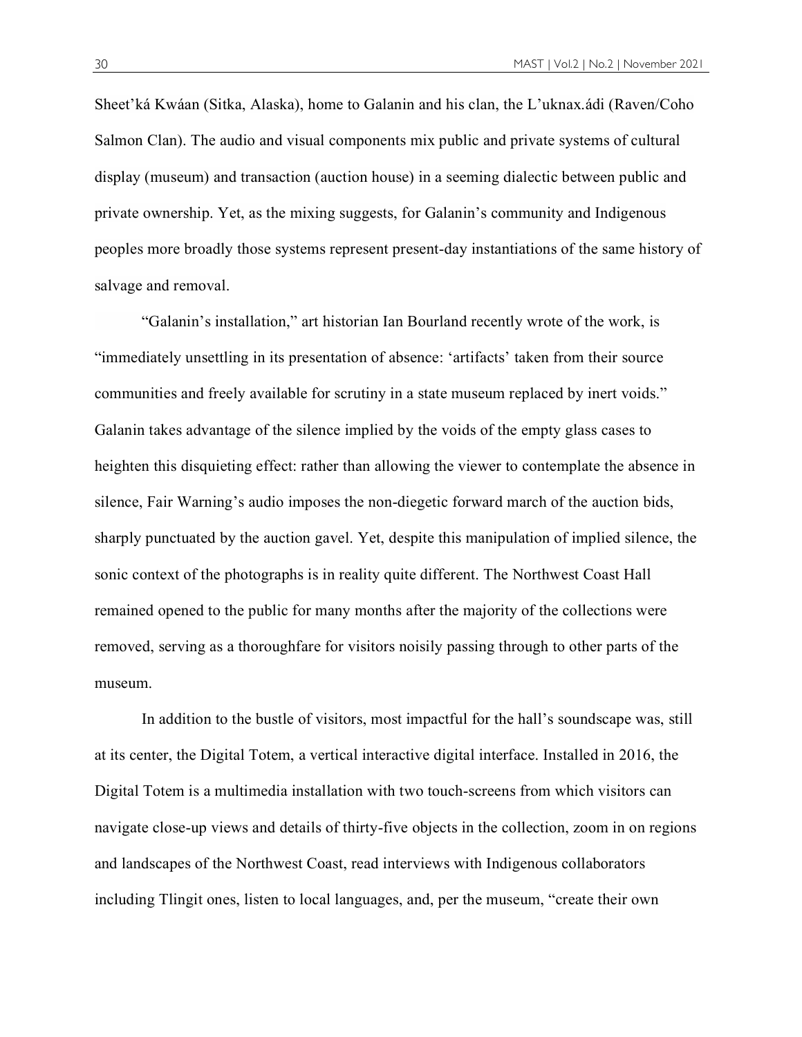Sheet'ká Kwáan (Sitka, Alaska), home to Galanin and his clan, the L'uknax.ádi (Raven/Coho Salmon Clan). The audio and visual components mix public and private systems of cultural display (museum) and transaction (auction house) in a seeming dialectic between public and private ownership. Yet, as the mixing suggests, for Galanin's community and Indigenous peoples more broadly those systems represent present-day instantiations of the same history of salvage and removal.

"Galanin's installation," art historian Ian Bourland recently wrote of the work, is "immediately unsettling in its presentation of absence: 'artifacts' taken from their source communities and freely available for scrutiny in a state museum replaced by inert voids." Galanin takes advantage of the silence implied by the voids of the empty glass cases to heighten this disquieting effect: rather than allowing the viewer to contemplate the absence in silence, Fair Warning's audio imposes the non-diegetic forward march of the auction bids, sharply punctuated by the auction gavel. Yet, despite this manipulation of implied silence, the sonic context of the photographs is in reality quite different. The Northwest Coast Hall remained opened to the public for many months after the majority of the collections were removed, serving as a thoroughfare for visitors noisily passing through to other parts of the museum.

In addition to the bustle of visitors, most impactful for the hall's soundscape was, still at its center, the Digital Totem, a vertical interactive digital interface. Installed in 2016, the Digital Totem is a multimedia installation with two touch-screens from which visitors can navigate close-up views and details of thirty-five objects in the collection, zoom in on regions and landscapes of the Northwest Coast, read interviews with Indigenous collaborators including Tlingit ones, listen to local languages, and, per the museum, "create their own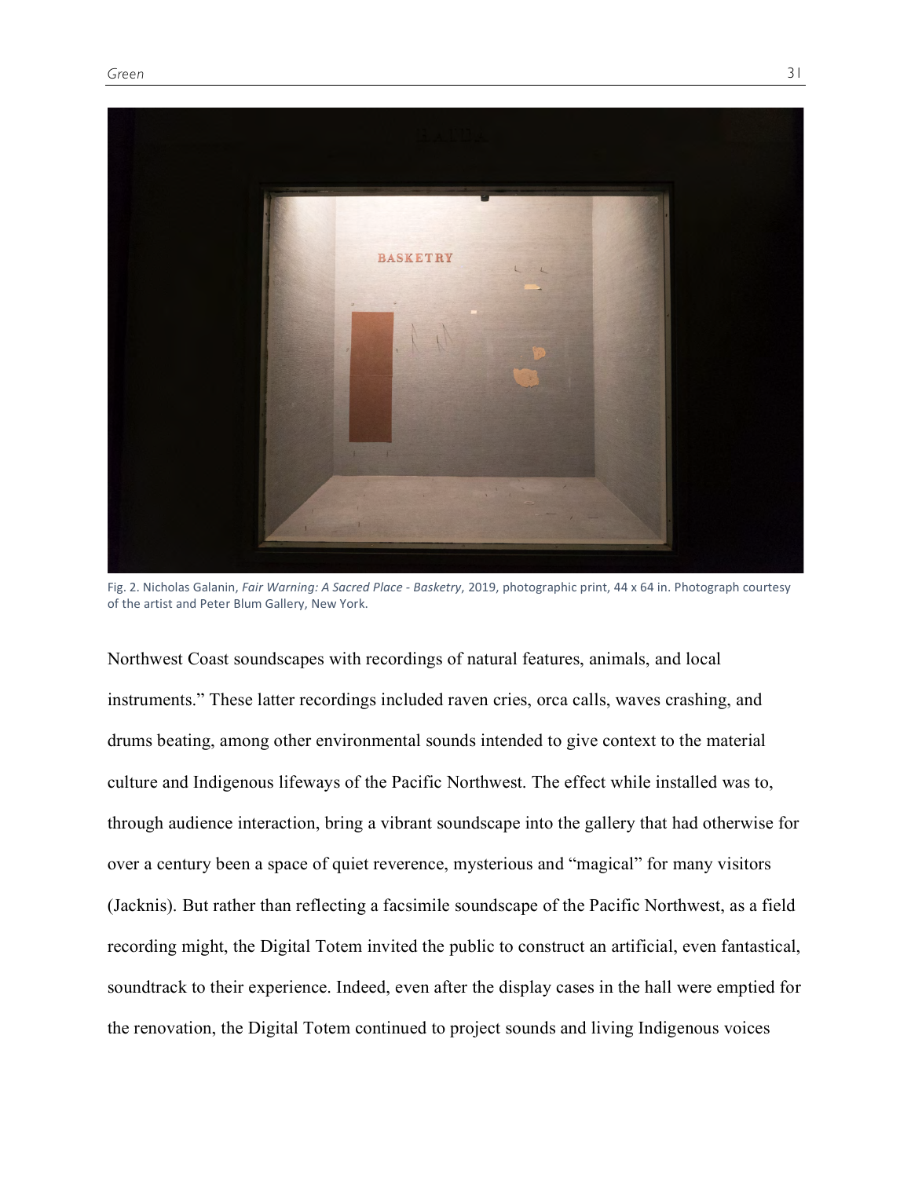Fig. 2. Nicholas Galanin, *Fair Warning: A Sacred Place - Basketry*, 2019, photographic print, 44 x 64 in. Photograph courtesy of the artist and Peter Blum Gallery, New York.

Northwest Coast soundscapes with recordings of natural features, animals, and local instruments." These latter recordings included raven cries, orca calls, waves crashing, and drums beating, among other environmental sounds intended to give context to the material culture and Indigenous lifeways of the Pacific Northwest. The effect while installed was to, through audience interaction, bring a vibrant soundscape into the gallery that had otherwise for over a century been a space of quiet reverence, mysterious and "magical" for many visitors (Jacknis). But rather than reflecting a facsimile soundscape of the Pacific Northwest, as a field recording might, the Digital Totem invited the public to construct an artificial, even fantastical, soundtrack to their experience. Indeed, even after the display cases in the hall were emptied for the renovation, the Digital Totem continued to project sounds and living Indigenous voices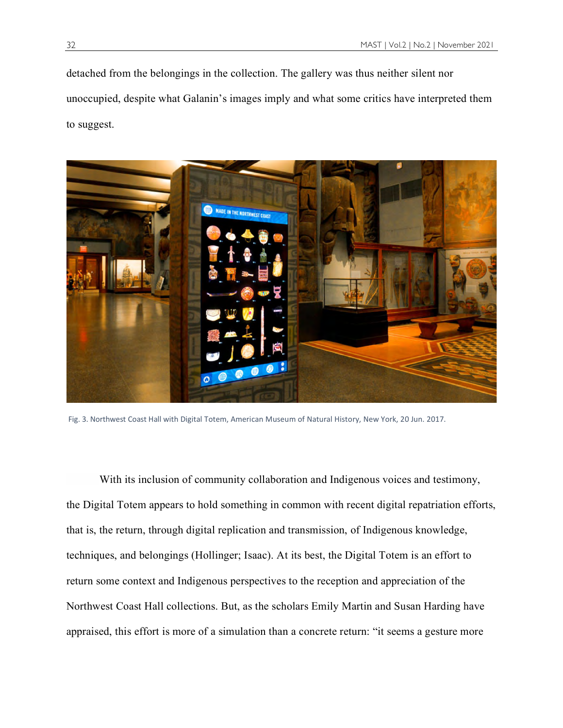detached from the belongings in the collection. The gallery was thus neither silent nor unoccupied, despite what Galanin's images imply and what some critics have interpreted them to suggest.

Fig. 3. Northwest Coast Hall with Digital Totem, American Museum of Natural History, New York, 20 Jun. 2017.

With its inclusion of community collaboration and Indigenous voices and testimony, the Digital Totem appears to hold something in common with recent digital repatriation efforts, that is, the return, through digital replication and transmission, of Indigenous knowledge, techniques, and belongings (Hollinger; Isaac). At its best, the Digital Totem is an effort to return some context and Indigenous perspectives to the reception and appreciation of the Northwest Coast Hall collections. But, as the scholars Emily Martin and Susan Harding have appraised, this effort is more of a simulation than a concrete return: "it seems a gesture more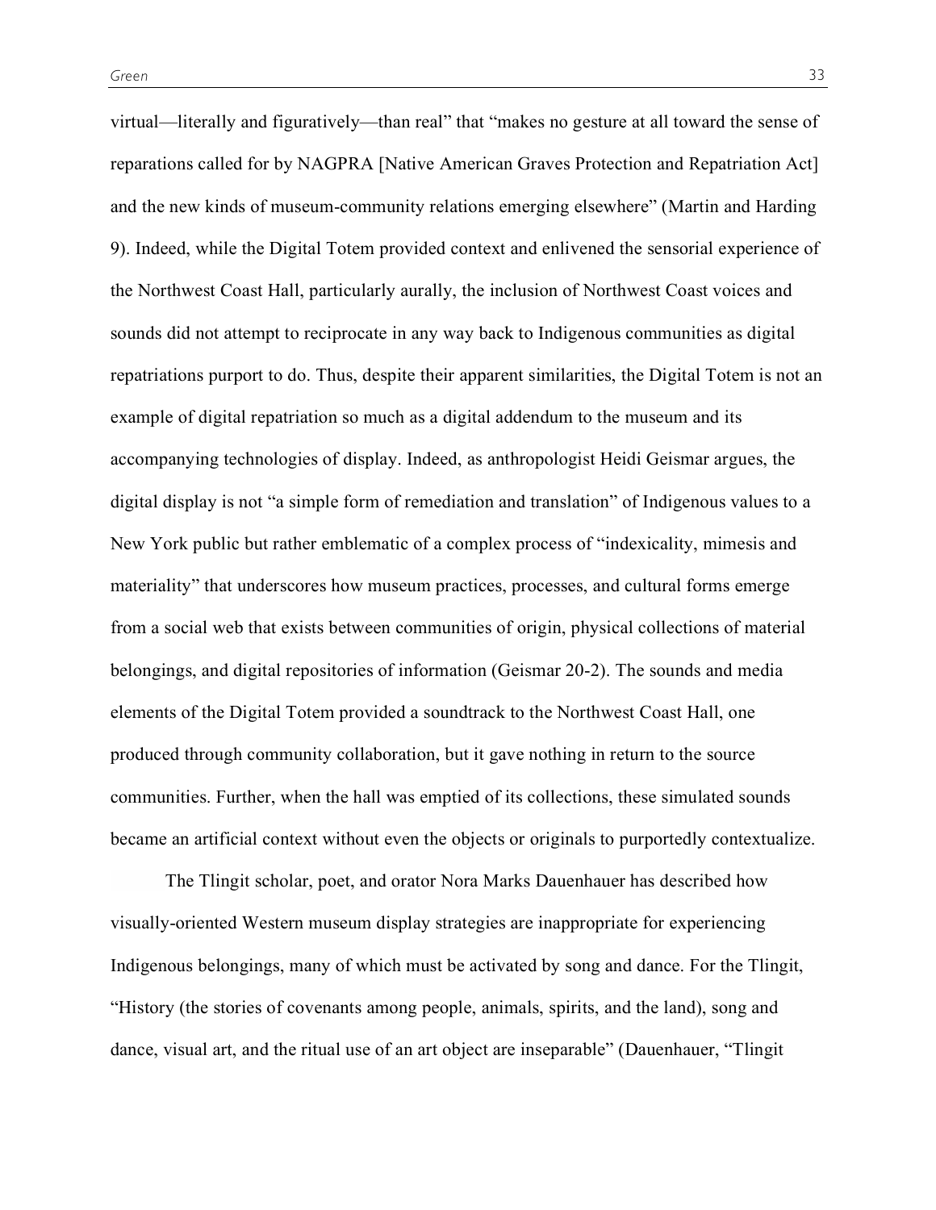virtual—literally and figuratively—than real" that "makes no gesture at all toward the sense of reparations called for by NAGPRA [Native American Graves Protection and Repatriation Act] and the new kinds of museum-community relations emerging elsewhere" (Martin and Harding 9). Indeed, while the Digital Totem provided context and enlivened the sensorial experience of the Northwest Coast Hall, particularly aurally, the inclusion of Northwest Coast voices and sounds did not attempt to reciprocate in any way back to Indigenous communities as digital repatriations purport to do. Thus, despite their apparent similarities, the Digital Totem is not an example of digital repatriation so much as a digital addendum to the museum and its accompanying technologies of display. Indeed, as anthropologist Heidi Geismar argues, the digital display is not "a simple form of remediation and translation" of Indigenous values to a New York public but rather emblematic of a complex process of "indexicality, mimesis and materiality" that underscores how museum practices, processes, and cultural forms emerge from a social web that exists between communities of origin, physical collections of material belongings, and digital repositories of information (Geismar 20-2). The sounds and media elements of the Digital Totem provided a soundtrack to the Northwest Coast Hall, one produced through community collaboration, but it gave nothing in return to the source communities. Further, when the hall was emptied of its collections, these simulated sounds became an artificial context without even the objects or originals to purportedly contextualize.

The Tlingit scholar, poet, and orator Nora Marks Dauenhauer has described how visually-oriented Western museum display strategies are inappropriate for experiencing Indigenous belongings, many of which must be activated by song and dance. For the Tlingit, "History (the stories of covenants among people, animals, spirits, and the land), song and dance, visual art, and the ritual use of an art object are inseparable" (Dauenhauer, "Tlingit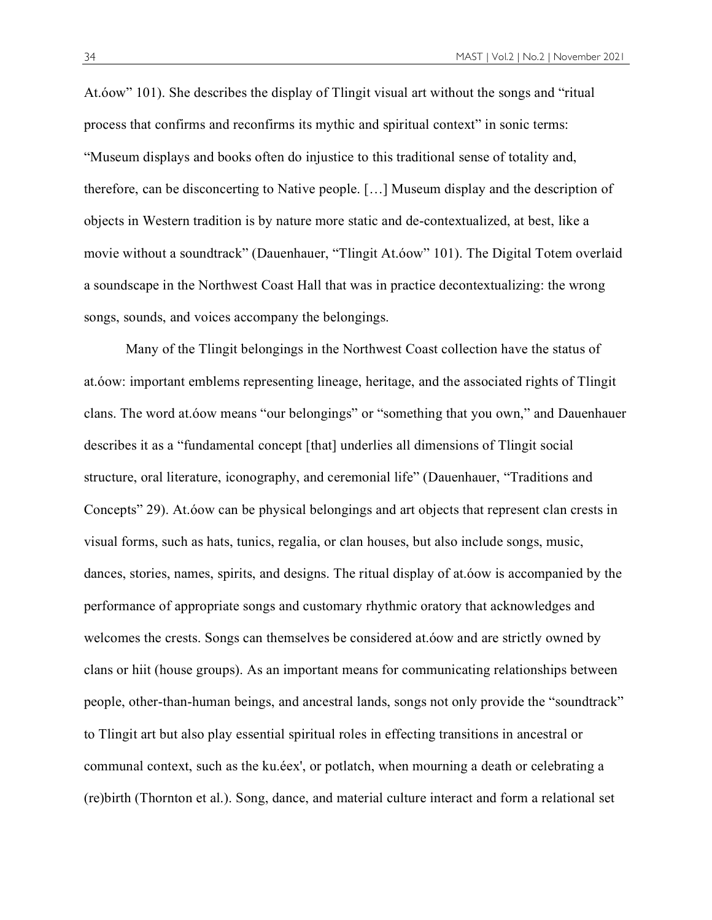At.óow" 101). She describes the display of Tlingit visual art without the songs and "ritual process that confirms and reconfirms its mythic and spiritual context" in sonic terms: "Museum displays and books often do injustice to this traditional sense of totality and, therefore, can be disconcerting to Native people. […] Museum display and the description of objects in Western tradition is by nature more static and de-contextualized, at best, like a movie without a soundtrack" (Dauenhauer, "Tlingit At.óow" 101). The Digital Totem overlaid a soundscape in the Northwest Coast Hall that was in practice decontextualizing: the wrong songs, sounds, and voices accompany the belongings.

Many of the Tlingit belongings in the Northwest Coast collection have the status of at.óow: important emblems representing lineage, heritage, and the associated rights of Tlingit clans. The word at.óow means "our belongings" or "something that you own," and Dauenhauer describes it as a "fundamental concept [that] underlies all dimensions of Tlingit social structure, oral literature, iconography, and ceremonial life" (Dauenhauer, "Traditions and Concepts" 29). At.óow can be physical belongings and art objects that represent clan crests in visual forms, such as hats, tunics, regalia, or clan houses, but also include songs, music, dances, stories, names, spirits, and designs. The ritual display of at.óow is accompanied by the performance of appropriate songs and customary rhythmic oratory that acknowledges and welcomes the crests. Songs can themselves be considered at.óow and are strictly owned by clans or hiit (house groups). As an important means for communicating relationships between people, other-than-human beings, and ancestral lands, songs not only provide the "soundtrack" to Tlingit art but also play essential spiritual roles in effecting transitions in ancestral or communal context, such as the ku.éex', or potlatch, when mourning a death or celebrating a (re)birth (Thornton et al.). Song, dance, and material culture interact and form a relational set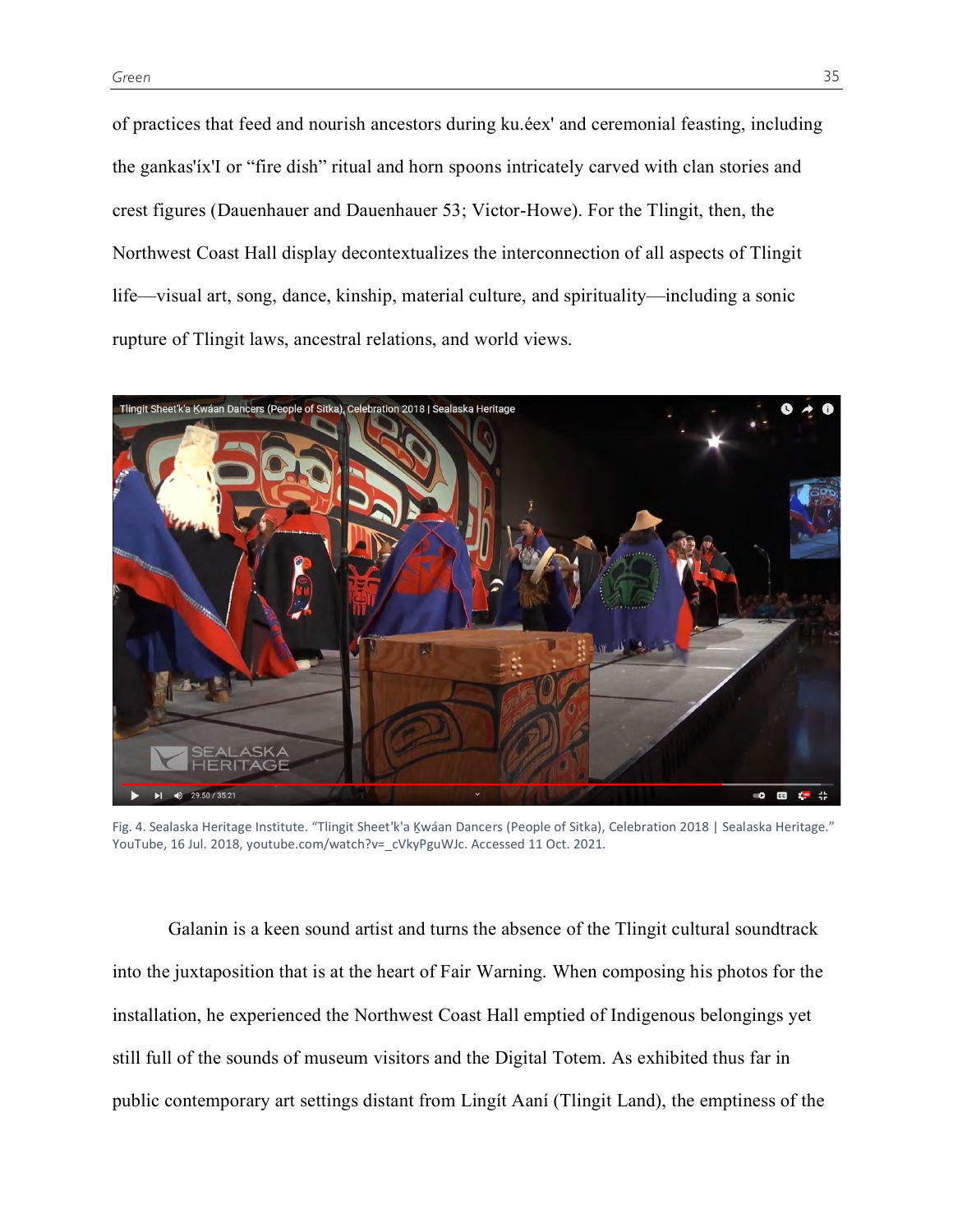of practices that feed and nourish ancestors during ku.éex' and ceremonial feasting, including the gankas'íx'I or "fire dish" ritual and horn spoons intricately carved with clan stories and crest figures (Dauenhauer and Dauenhauer 53; Victor-Howe). For the Tlingit, then, the Northwest Coast Hall display decontextualizes the interconnection of all aspects of Tlingit life—visual art, song, dance, kinship, material culture, and spirituality—including a sonic rupture of Tlingit laws, ancestral relations, and world views.

Fig. 4. Sealaska Heritage Institute. "Tlingit Sheet'k'a Ḵwáan Dancers (People of Sitka), Celebration 2018 | Sealaska Heritage." YouTube, 16 Jul. 2018, youtube.com/watch?v=_cVkyPguWJc. Accessed 11 Oct. 2021.

Galanin is a keen sound artist and turns the absence of the Tlingit cultural soundtrack into the juxtaposition that is at the heart of Fair Warning. When composing his photos for the installation, he experienced the Northwest Coast Hall emptied of Indigenous belongings yet still full of the sounds of museum visitors and the Digital Totem. As exhibited thus far in public contemporary art settings distant from Lingít Aaní (Tlingit Land), the emptiness of the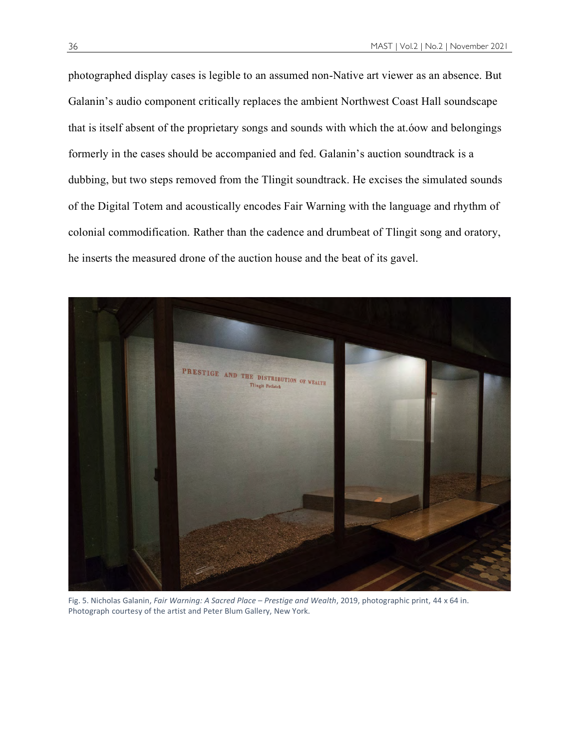photographed display cases is legible to an assumed non-Native art viewer as an absence. But Galanin's audio component critically replaces the ambient Northwest Coast Hall soundscape that is itself absent of the proprietary songs and sounds with which the at.óow and belongings formerly in the cases should be accompanied and fed. Galanin's auction soundtrack is a dubbing, but two steps removed from the Tlingit soundtrack. He excises the simulated sounds of the Digital Totem and acoustically encodes Fair Warning with the language and rhythm of colonial commodification. Rather than the cadence and drumbeat of Tlingit song and oratory, he inserts the measured drone of the auction house and the beat of its gavel.

Fig. 5. Nicholas Galanin, *Fair Warning: A Sacred Place – Prestige and Wealth*, 2019, photographic print, 44 x 64 in. Photograph courtesy of the artist and Peter Blum Gallery, New York.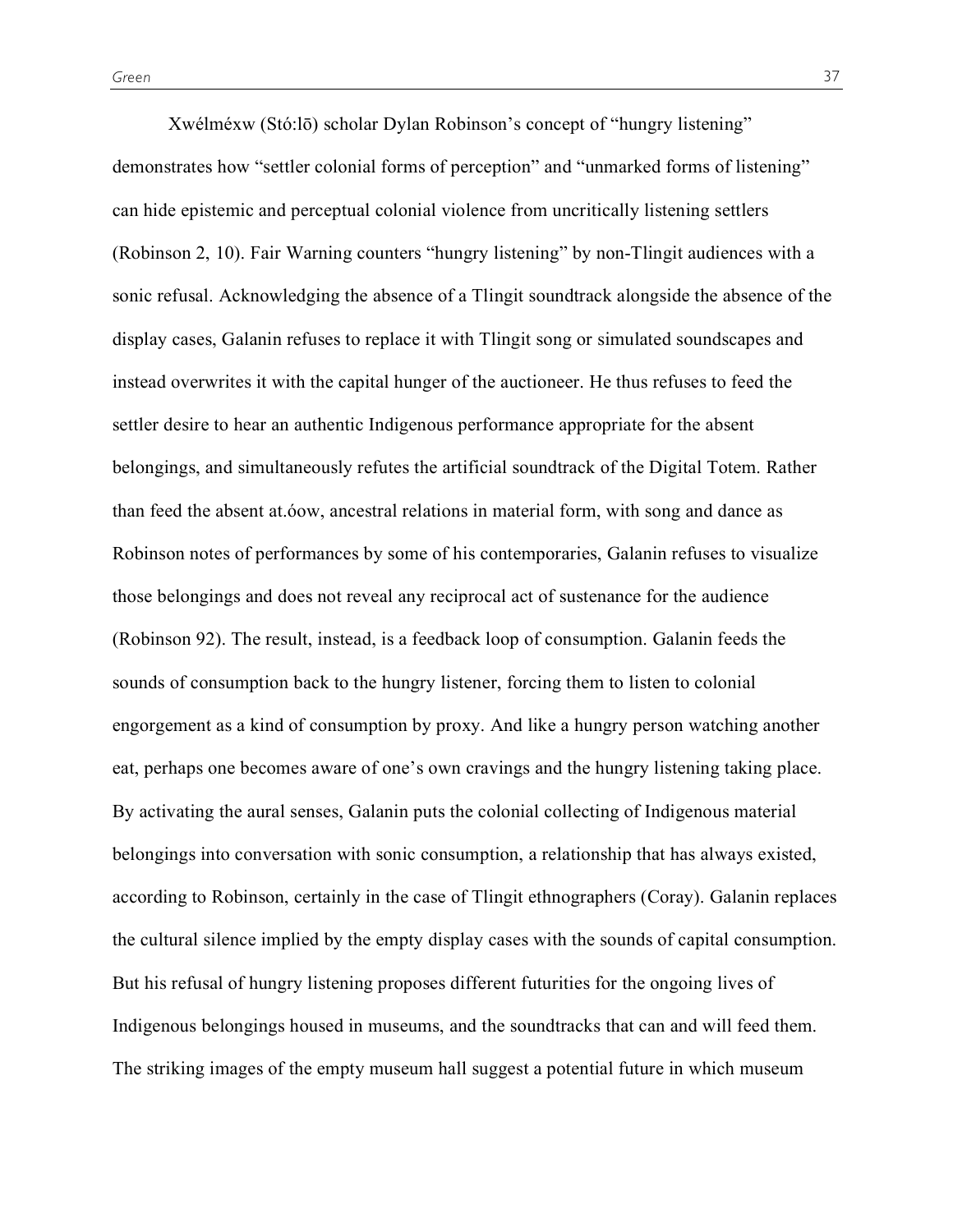Xwélméxw (Stó:lō) scholar Dylan Robinson's concept of "hungry listening" demonstrates how "settler colonial forms of perception" and "unmarked forms of listening" can hide epistemic and perceptual colonial violence from uncritically listening settlers (Robinson 2, 10). Fair Warning counters "hungry listening" by non-Tlingit audiences with a sonic refusal. Acknowledging the absence of a Tlingit soundtrack alongside the absence of the display cases, Galanin refuses to replace it with Tlingit song or simulated soundscapes and instead overwrites it with the capital hunger of the auctioneer. He thus refuses to feed the settler desire to hear an authentic Indigenous performance appropriate for the absent belongings, and simultaneously refutes the artificial soundtrack of the Digital Totem. Rather than feed the absent at.óow, ancestral relations in material form, with song and dance as Robinson notes of performances by some of his contemporaries, Galanin refuses to visualize those belongings and does not reveal any reciprocal act of sustenance for the audience (Robinson 92). The result, instead, is a feedback loop of consumption. Galanin feeds the sounds of consumption back to the hungry listener, forcing them to listen to colonial engorgement as a kind of consumption by proxy. And like a hungry person watching another eat, perhaps one becomes aware of one's own cravings and the hungry listening taking place. By activating the aural senses, Galanin puts the colonial collecting of Indigenous material belongings into conversation with sonic consumption, a relationship that has always existed, according to Robinson, certainly in the case of Tlingit ethnographers (Coray). Galanin replaces the cultural silence implied by the empty display cases with the sounds of capital consumption. But his refusal of hungry listening proposes different futurities for the ongoing lives of Indigenous belongings housed in museums, and the soundtracks that can and will feed them. The striking images of the empty museum hall suggest a potential future in which museum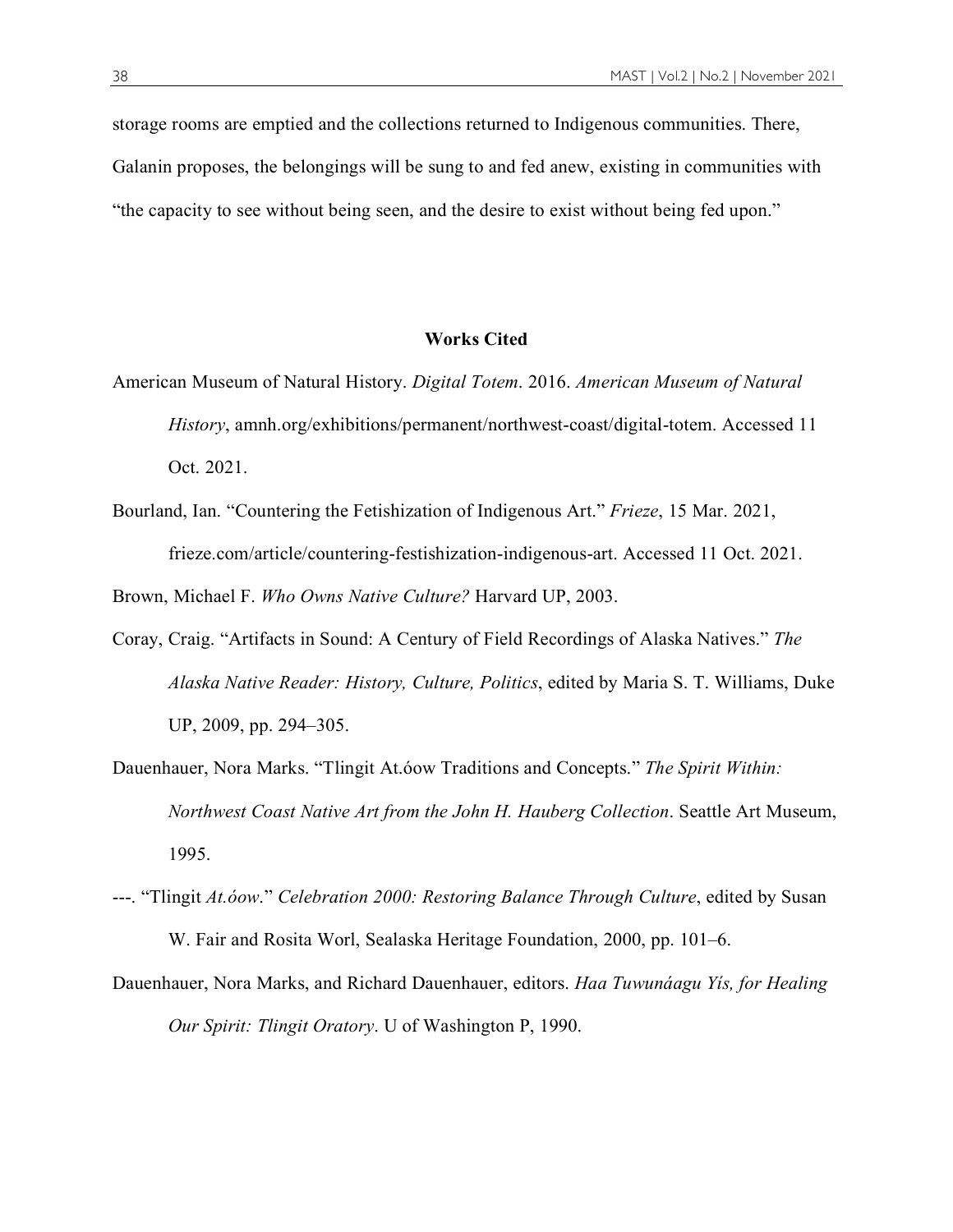storage rooms are emptied and the collections returned to Indigenous communities. There, Galanin proposes, the belongings will be sung to and fed anew, existing in communities with "the capacity to see without being seen, and the desire to exist without being fed upon."

## Works Cited

American Museum of Natural History. *Digital Totem*. 2016. *American Museum of Natural History*, amnh.org/exhibitions/permanent/northwest-coast/digital-totem. Accessed 11 Oct. 2021.

Bourland, Ian. "Countering the Fetishization of Indigenous Art." *Frieze*, 15 Mar. 2021, frieze.com/article/countering-festishization-indigenous-art. Accessed 11 Oct. 2021.

Brown, Michael F. *Who Owns Native Culture?* Harvard UP, 2003.

Coray, Craig. "Artifacts in Sound: A Century of Field Recordings of Alaska Natives." *The Alaska Native Reader: History, Culture, Politics*, edited by Maria S. T. Williams, Duke UP, 2009, pp. 294–305.

Dauenhauer, Nora Marks. "Tlingit At.óow Traditions and Concepts." *The Spirit Within: Northwest Coast Native Art from the John H. Hauberg Collection*. Seattle Art Museum, 1995.

---. "Tlingit *At.óow*." *Celebration 2000: Restoring Balance Through Culture*, edited by Susan W. Fair and Rosita Worl, Sealaska Heritage Foundation, 2000, pp. 101–6.

Dauenhauer, Nora Marks, and Richard Dauenhauer, editors. *Haa Tuwunáagu Yís, for Healing Our Spirit: Tlingit Oratory*. U of Washington P, 1990.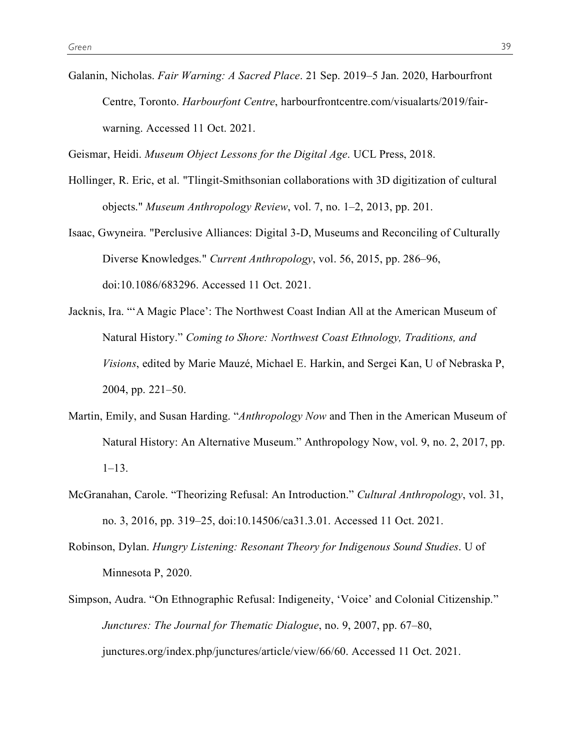Galanin, Nicholas. *Fair Warning: A Sacred Place*. 21 Sep. 2019–5 Jan. 2020, Harbourfront Centre, Toronto. *Harbourfont Centre*, harbourfrontcentre.com/visualarts/2019/fair-warning. Accessed 11 Oct. 2021.

Geismar, Heidi. *Museum Object Lessons for the Digital Age*. UCL Press, 2018.

Hollinger, R. Eric, et al. "Tlingit-Smithsonian collaborations with 3D digitization of cultural objects." *Museum Anthropology Review*, vol. 7, no. 1–2, 2013, pp. 201.

Isaac, Gwyneira. "Perclusive Alliances: Digital 3-D, Museums and Reconciling of Culturally Diverse Knowledges." *Current Anthropology*, vol. 56, 2015, pp. 286–96, doi:10.1086/683296. Accessed 11 Oct. 2021.

Jacknis, Ira. "'A Magic Place': The Northwest Coast Indian All at the American Museum of Natural History." *Coming to Shore: Northwest Coast Ethnology, Traditions, and Visions*, edited by Marie Mauzé, Michael E. Harkin, and Sergei Kan, U of Nebraska P, 2004, pp. 221–50.

Martin, Emily, and Susan Harding. "*Anthropology Now* and Then in the American Museum of Natural History: An Alternative Museum." Anthropology Now, vol. 9, no. 2, 2017, pp. 1–13.

McGranahan, Carole. "Theorizing Refusal: An Introduction." *Cultural Anthropology*, vol. 31, no. 3, 2016, pp. 319–25, doi:10.14506/ca31.3.01. Accessed 11 Oct. 2021.

Robinson, Dylan. *Hungry Listening: Resonant Theory for Indigenous Sound Studies*. U of Minnesota P, 2020.

Simpson, Audra. "On Ethnographic Refusal: Indigeneity, 'Voice' and Colonial Citizenship." *Junctures: The Journal for Thematic Dialogue*, no. 9, 2007, pp. 67–80, junctures.org/index.php/junctures/article/view/66/60. Accessed 11 Oct. 2021.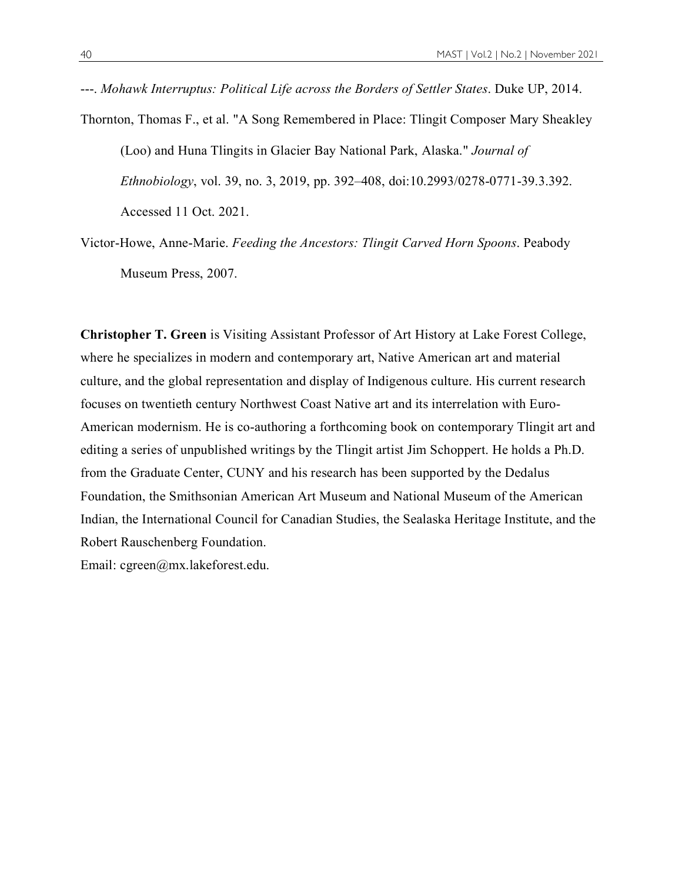---. *Mohawk Interruptus: Political Life across the Borders of Settler States*. Duke UP, 2014.

Thornton, Thomas F., et al. "A Song Remembered in Place: Tlingit Composer Mary Sheakley (Loo) and Huna Tlingits in Glacier Bay National Park, Alaska." *Journal of Ethnobiology*, vol. 39, no. 3, 2019, pp. 392–408, doi:10.2993/0278-0771-39.3.392. Accessed 11 Oct. 2021.

Victor-Howe, Anne-Marie. *Feeding the Ancestors: Tlingit Carved Horn Spoons*. Peabody Museum Press, 2007.

**Christopher T. Green** is Visiting Assistant Professor of Art History at Lake Forest College, where he specializes in modern and contemporary art, Native American art and material culture, and the global representation and display of Indigenous culture. His current research focuses on twentieth century Northwest Coast Native art and its interrelation with Euro-American modernism. He is co-authoring a forthcoming book on contemporary Tlingit art and editing a series of unpublished writings by the Tlingit artist Jim Schoppert. He holds a Ph.D. from the Graduate Center, CUNY and his research has been supported by the Dedalus Foundation, the Smithsonian American Art Museum and National Museum of the American Indian, the International Council for Canadian Studies, the Sealaska Heritage Institute, and the Robert Rauschenberg Foundation.
Email: cgreen@mx.lakeforest.edu.